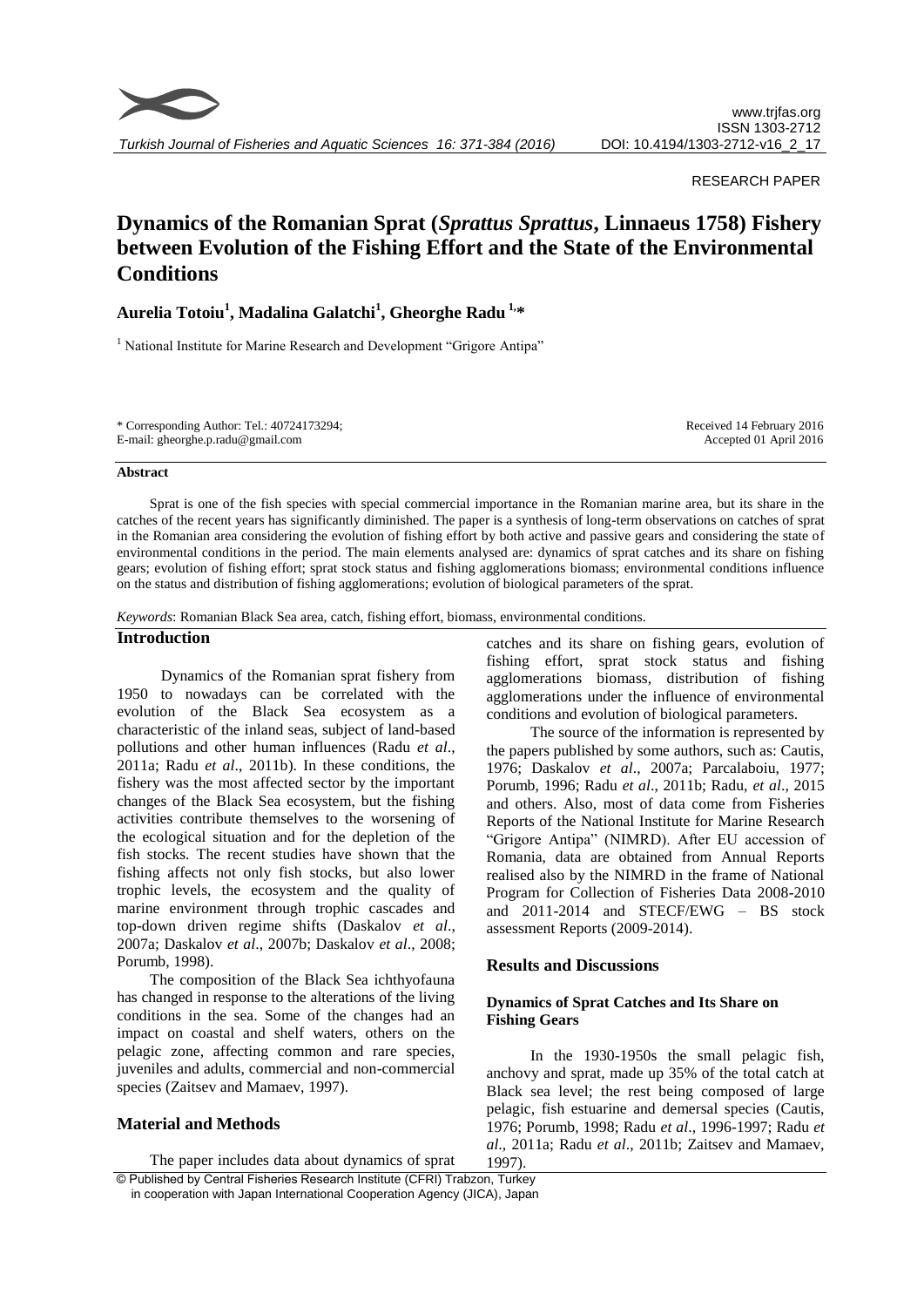RESEARCH PAPER

# Dynamics of the Romanian Sprat (*Sprattus Sprattus*, Linnaeus 1758) Fishery between Evolution of the Fishing Effort and the State of the Environmental Conditions

**Aurelia Totoiu[1], Madalina Galatchi[1], Gheorghe Radu [1,*]**

[1] National Institute for Marine Research and Development "Grigore Antipa"

\* Corresponding Author: Tel.: 40724173294;
E-mail: gheorghe.p.radu@gmail.com

Received 14 February 2016
Accepted 01 April 2016

### Abstract

Sprat is one of the fish species with special commercial importance in the Romanian marine area, but its share in the catches of the recent years has significantly diminished. The paper is a synthesis of long-term observations on catches of sprat in the Romanian area considering the evolution of fishing effort by both active and passive gears and considering the state of environmental conditions in the period. The main elements analysed are: dynamics of sprat catches and its share on fishing gears; evolution of fishing effort; sprat stock status and fishing agglomerations biomass; environmental conditions influence on the status and distribution of fishing agglomerations; evolution of biological parameters of the sprat.

*Keywords*: Romanian Black Sea area, catch, fishing effort, biomass, environmental conditions.

## Introduction

Dynamics of the Romanian sprat fishery from 1950 to nowadays can be correlated with the evolution of the Black Sea ecosystem as a characteristic of the inland seas, subject of land-based pollutions and other human influences (Radu *et al*., 2011a; Radu *et al*., 2011b). In these conditions, the fishery was the most affected sector by the important changes of the Black Sea ecosystem, but the fishing activities contribute themselves to the worsening of the ecological situation and for the depletion of the fish stocks. The recent studies have shown that the fishing affects not only fish stocks, but also lower trophic levels, the ecosystem and the quality of marine environment through trophic cascades and top-down driven regime shifts (Daskalov *et al*., 2007a; Daskalov *et al*., 2007b; Daskalov *et al*., 2008; Porumb, 1998).

The composition of the Black Sea ichthyofauna has changed in response to the alterations of the living conditions in the sea. Some of the changes had an impact on coastal and shelf waters, others on the pelagic zone, affecting common and rare species, juveniles and adults, commercial and non-commercial species (Zaitsev and Mamaev, 1997).

## Material and Methods

The paper includes data about dynamics of sprat catches and its share on fishing gears, evolution of fishing effort, sprat stock status and fishing agglomerations biomass, distribution of fishing agglomerations under the influence of environmental conditions and evolution of biological parameters.

The source of the information is represented by the papers published by some authors, such as: Cautis, 1976; Daskalov *et al*., 2007a; Parcalaboiu, 1977; Porumb, 1996; Radu *et al*., 2011b; Radu, *et al*., 2015 and others. Also, most of data come from Fisheries Reports of the National Institute for Marine Research "Grigore Antipa" (NIMRD). After EU accession of Romania, data are obtained from Annual Reports realised also by the NIMRD in the frame of National Program for Collection of Fisheries Data 2008-2010 and 2011-2014 and STECF/EWG – BS stock assessment Reports (2009-2014).

## Results and Discussions

### Dynamics of Sprat Catches and Its Share on Fishing Gears

In the 1930-1950s the small pelagic fish, anchovy and sprat, made up 35% of the total catch at Black sea level; the rest being composed of large pelagic, fish estuarine and demersal species (Cautis, 1976; Porumb, 1998; Radu *et al*., 1996-1997; Radu *et al*., 2011a; Radu *et al*., 2011b; Zaitsev and Mamaev, 1997).

© Published by Central Fisheries Research Institute (CFRI) Trabzon, Turkey
in cooperation with Japan International Cooperation Agency (JICA), Japan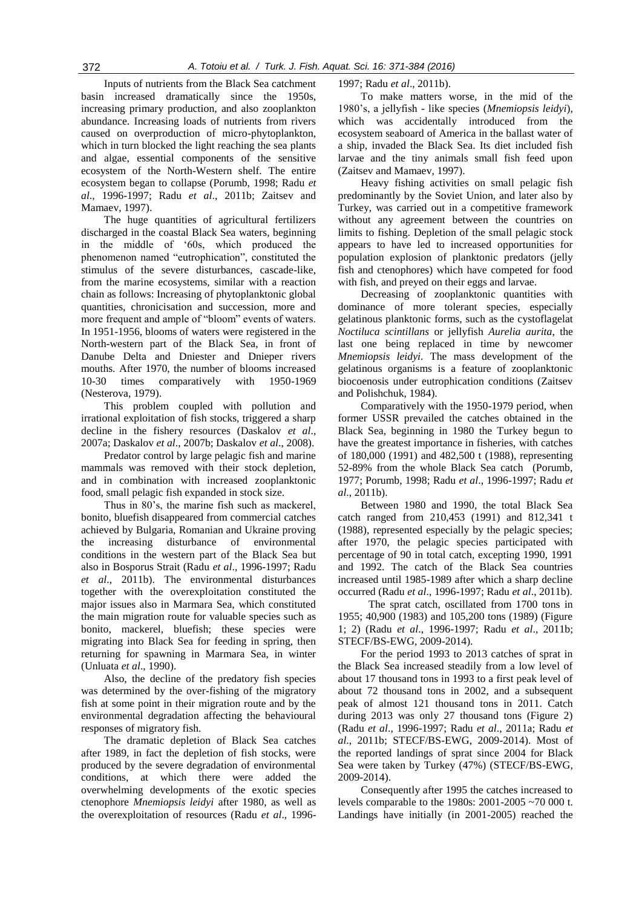Inputs of nutrients from the Black Sea catchment basin increased dramatically since the 1950s, increasing primary production, and also zooplankton abundance. Increasing loads of nutrients from rivers caused on overproduction of micro-phytoplankton, which in turn blocked the light reaching the sea plants and algae, essential components of the sensitive ecosystem of the North-Western shelf. The entire ecosystem began to collapse (Porumb, 1998; Radu *et al*., 1996-1997; Radu *et al*., 2011b; Zaitsev and Mamaev, 1997).

The huge quantities of agricultural fertilizers discharged in the coastal Black Sea waters, beginning in the middle of '60s, which produced the phenomenon named "eutrophication", constituted the stimulus of the severe disturbances, cascade-like, from the marine ecosystems, similar with a reaction chain as follows: Increasing of phytoplanktonic global quantities, chronicisation and succession, more and more frequent and ample of "bloom" events of waters. In 1951-1956, blooms of waters were registered in the North-western part of the Black Sea, in front of Danube Delta and Dniester and Dnieper rivers mouths. After 1970, the number of blooms increased 10-30 times comparatively with 1950-1969 (Nesterova, 1979).

This problem coupled with pollution and irrational exploitation of fish stocks, triggered a sharp decline in the fishery resources (Daskalov *et al*., 2007a; Daskalov *et al*., 2007b; Daskalov *et al*., 2008).

Predator control by large pelagic fish and marine mammals was removed with their stock depletion, and in combination with increased zooplanktonic food, small pelagic fish expanded in stock size.

Thus in 80's, the marine fish such as mackerel, bonito, bluefish disappeared from commercial catches achieved by Bulgaria, Romanian and Ukraine proving the increasing disturbance of environmental conditions in the western part of the Black Sea but also in Bosporus Strait (Radu *et al*., 1996-1997; Radu *et al*., 2011b). The environmental disturbances together with the overexploitation constituted the major issues also in Marmara Sea, which constituted the main migration route for valuable species such as bonito, mackerel, bluefish; these species were migrating into Black Sea for feeding in spring, then returning for spawning in Marmara Sea, in winter (Unluata *et al*., 1990).

Also, the decline of the predatory fish species was determined by the over-fishing of the migratory fish at some point in their migration route and by the environmental degradation affecting the behavioural responses of migratory fish.

The dramatic depletion of Black Sea catches after 1989, in fact the depletion of fish stocks, were produced by the severe degradation of environmental conditions, at which there were added the overwhelming developments of the exotic species ctenophore *Mnemiopsis leidyi* after 1980, as well as the overexploitation of resources (Radu *et al*., 1996-1997; Radu *et al*., 2011b).

To make matters worse, in the mid of the 1980's, a jellyfish - like species (*Mnemiopsis leidyi*), which was accidentally introduced from the ecosystem seaboard of America in the ballast water of a ship, invaded the Black Sea. Its diet included fish larvae and the tiny animals small fish feed upon (Zaitsev and Mamaev, 1997).

Heavy fishing activities on small pelagic fish predominantly by the Soviet Union, and later also by Turkey, was carried out in a competitive framework without any agreement between the countries on limits to fishing. Depletion of the small pelagic stock appears to have led to increased opportunities for population explosion of planktonic predators (jelly fish and ctenophores) which have competed for food with fish, and preyed on their eggs and larvae.

Decreasing of zooplanktonic quantities with dominance of more tolerant species, especially gelatinous planktonic forms, such as the cystoflagelat *Noctiluca scintillans* or jellyfish *Aurelia aurita*, the last one being replaced in time by newcomer *Mnemiopsis leidyi*. The mass development of the gelatinous organisms is a feature of zooplanktonic biocoenosis under eutrophication conditions (Zaitsev and Polishchuk, 1984).

Comparatively with the 1950-1979 period, when former USSR prevailed the catches obtained in the Black Sea, beginning in 1980 the Turkey begun to have the greatest importance in fisheries, with catches of 180,000 (1991) and 482,500 t (1988), representing 52-89% from the whole Black Sea catch (Porumb, 1977; Porumb, 1998; Radu *et al*., 1996-1997; Radu *et al*., 2011b).

Between 1980 and 1990, the total Black Sea catch ranged from 210,453 (1991) and 812,341 t (1988), represented especially by the pelagic species; after 1970, the pelagic species participated with percentage of 90 in total catch, excepting 1990, 1991 and 1992. The catch of the Black Sea countries increased until 1985-1989 after which a sharp decline occurred (Radu *et al*., 1996-1997; Radu *et al*., 2011b).

The sprat catch, oscillated from 1700 tons in 1955; 40,900 (1983) and 105,200 tons (1989) (Figure 1; 2) (Radu *et al*., 1996-1997; Radu *et al*., 2011b; STECF/BS-EWG, 2009-2014).

For the period 1993 to 2013 catches of sprat in the Black Sea increased steadily from a low level of about 17 thousand tons in 1993 to a first peak level of about 72 thousand tons in 2002, and a subsequent peak of almost 121 thousand tons in 2011. Catch during 2013 was only 27 thousand tons (Figure 2) (Radu *et al*., 1996-1997; Radu *et al*., 2011a; Radu *et al*., 2011b; STECF/BS-EWG, 2009-2014). Most of the reported landings of sprat since 2004 for Black Sea were taken by Turkey (47%) (STECF/BS-EWG, 2009-2014).

Consequently after 1995 the catches increased to levels comparable to the 1980s: 2001-2005 ~70 000 t. Landings have initially (in 2001-2005) reached the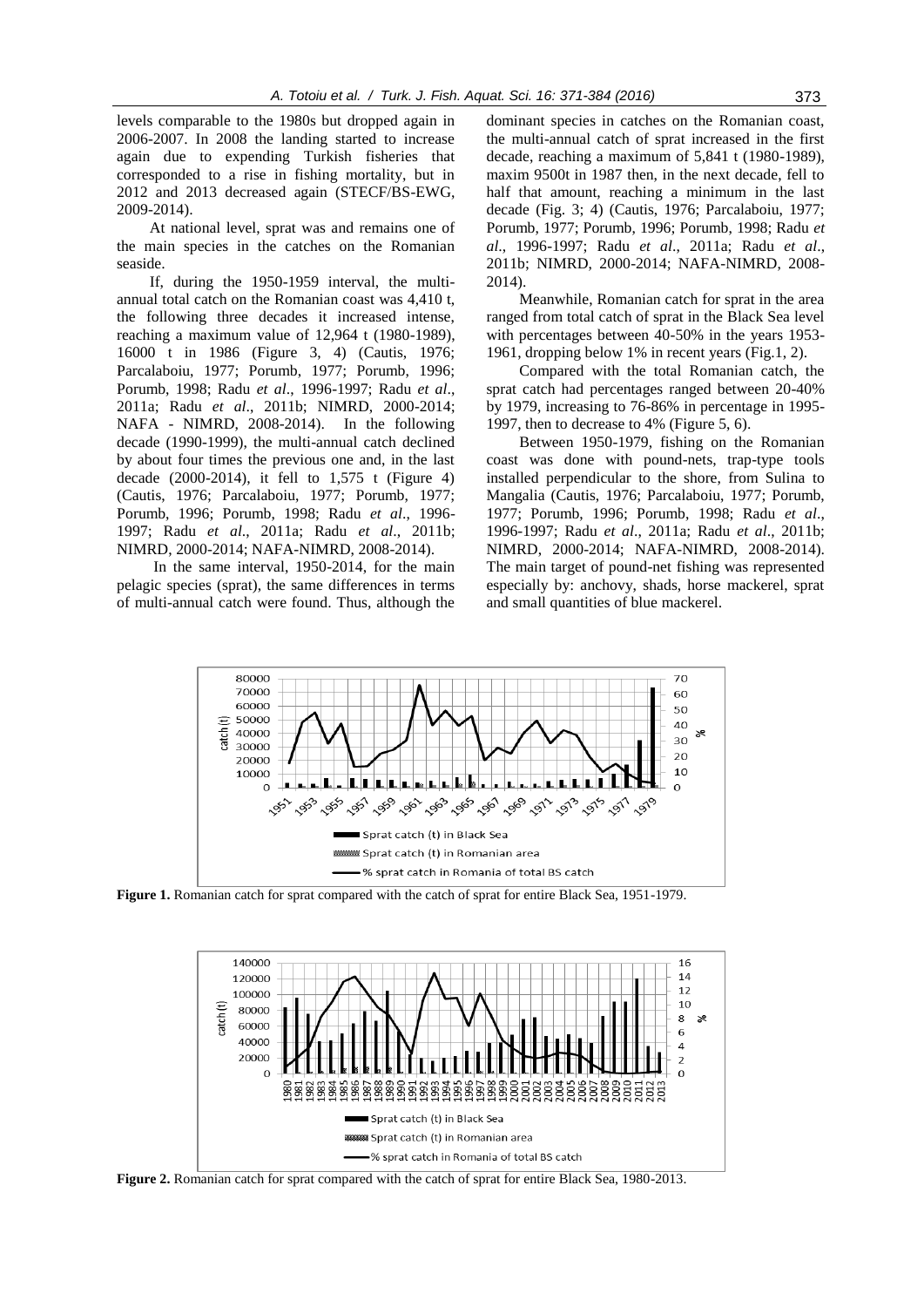levels comparable to the 1980s but dropped again in 2006-2007. In 2008 the landing started to increase again due to expending Turkish fisheries that corresponded to a rise in fishing mortality, but in 2012 and 2013 decreased again (STECF/BS-EWG, 2009-2014).

At national level, sprat was and remains one of the main species in the catches on the Romanian seaside.

If, during the 1950-1959 interval, the multi-annual total catch on the Romanian coast was 4,410 t, the following three decades it increased intense, reaching a maximum value of 12,964 t (1980-1989), 16000 t in 1986 (Figure 3, 4) (Cautis, 1976; Parcalaboiu, 1977; Porumb, 1977; Porumb, 1996; Porumb, 1998; Radu *et al*., 1996-1997; Radu *et al*., 2011a; Radu *et al*., 2011b; NIMRD, 2000-2014; NAFA - NIMRD, 2008-2014). In the following decade (1990-1999), the multi-annual catch declined by about four times the previous one and, in the last decade (2000-2014), it fell to 1,575 t (Figure 4) (Cautis, 1976; Parcalaboiu, 1977; Porumb, 1977; Porumb, 1996; Porumb, 1998; Radu *et al*., 1996-1997; Radu *et al*., 2011a; Radu *et al*., 2011b; NIMRD, 2000-2014; NAFA-NIMRD, 2008-2014).

In the same interval, 1950-2014, for the main pelagic species (sprat), the same differences in terms of multi-annual catch were found. Thus, although the dominant species in catches on the Romanian coast, the multi-annual catch of sprat increased in the first decade, reaching a maximum of 5,841 t (1980-1989), maxim 9500t in 1987 then, in the next decade, fell to half that amount, reaching a minimum in the last decade (Fig. 3; 4) (Cautis, 1976; Parcalaboiu, 1977; Porumb, 1977; Porumb, 1996; Porumb, 1998; Radu *et al*., 1996-1997; Radu *et al*., 2011a; Radu *et al*., 2011b; NIMRD, 2000-2014; NAFA-NIMRD, 2008-2014).

Meanwhile, Romanian catch for sprat in the area ranged from total catch of sprat in the Black Sea level with percentages between 40-50% in the years 1953-1961, dropping below 1% in recent years (Fig.1, 2).

Compared with the total Romanian catch, the sprat catch had percentages ranged between 20-40% by 1979, increasing to 76-86% in percentage in 1995-1997, then to decrease to 4% (Figure 5, 6).

Between 1950-1979, fishing on the Romanian coast was done with pound-nets, trap-type tools installed perpendicular to the shore, from Sulina to Mangalia (Cautis, 1976; Parcalaboiu, 1977; Porumb, 1977; Porumb, 1996; Porumb, 1998; Radu *et al*., 1996-1997; Radu *et al*., 2011a; Radu *et al*., 2011b; NIMRD, 2000-2014; NAFA-NIMRD, 2008-2014). The main target of pound-net fishing was represented especially by: anchovy, shads, horse mackerel, sprat and small quantities of blue mackerel.

**Figure 1.** Romanian catch for sprat compared with the catch of sprat for entire Black Sea, 1951-1979.

**Figure 2.** Romanian catch for sprat compared with the catch of sprat for entire Black Sea, 1980-2013.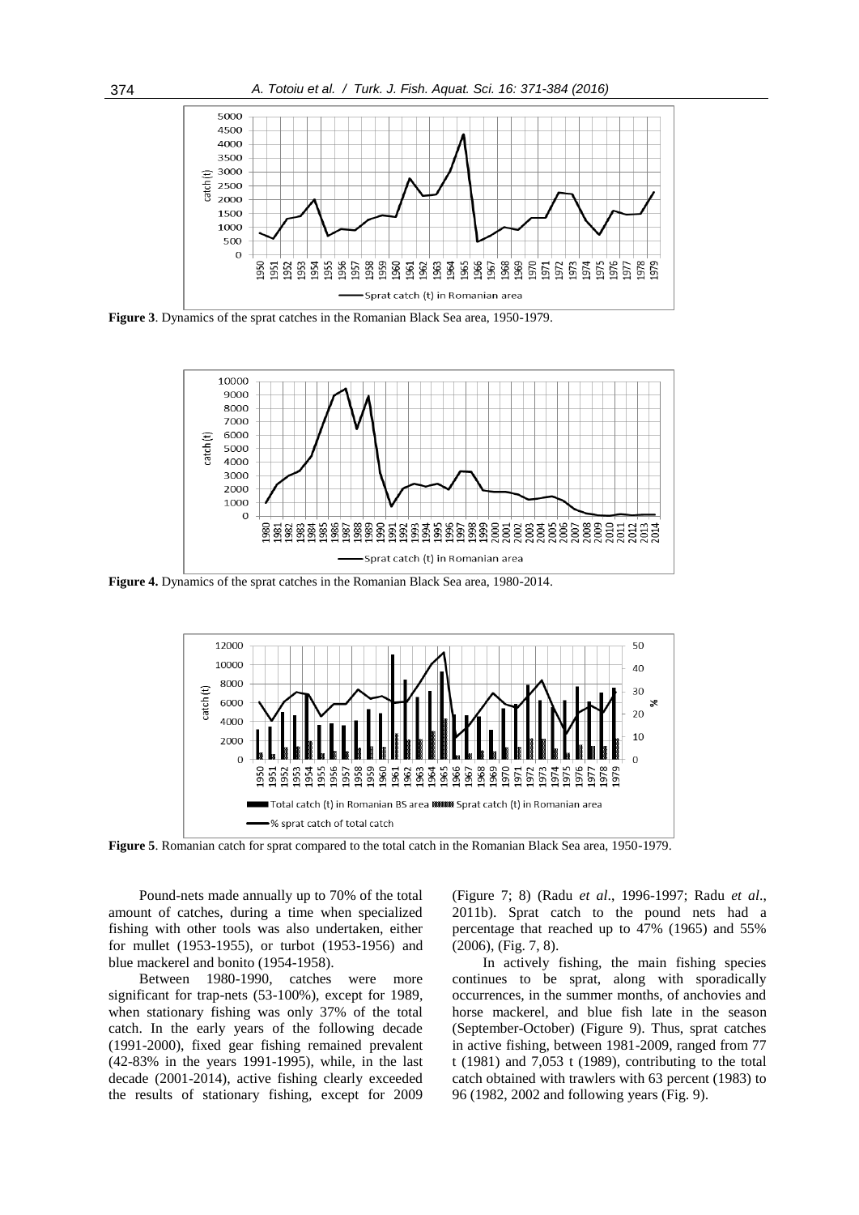**Figure 3**. Dynamics of the sprat catches in the Romanian Black Sea area, 1950-1979.

**Figure 4.** Dynamics of the sprat catches in the Romanian Black Sea area, 1980-2014.

**Figure 5**. Romanian catch for sprat compared to the total catch in the Romanian Black Sea area, 1950-1979.

Pound-nets made annually up to 70% of the total amount of catches, during a time when specialized fishing with other tools was also undertaken, either for mullet (1953-1955), or turbot (1953-1956) and blue mackerel and bonito (1954-1958).

Between 1980-1990, catches were more significant for trap-nets (53-100%), except for 1989, when stationary fishing was only 37% of the total catch. In the early years of the following decade (1991-2000), fixed gear fishing remained prevalent (42-83% in the years 1991-1995), while, in the last decade (2001-2014), active fishing clearly exceeded the results of stationary fishing, except for 2009 (Figure 7; 8) (Radu *et al*., 1996-1997; Radu *et al*., 2011b). Sprat catch to the pound nets had a percentage that reached up to 47% (1965) and 55% (2006), (Fig. 7, 8).

In actively fishing, the main fishing species continues to be sprat, along with sporadically occurrences, in the summer months, of anchovies and horse mackerel, and blue fish late in the season (September-October) (Figure 9). Thus, sprat catches in active fishing, between 1981-2009, ranged from 77 t (1981) and 7,053 t (1989), contributing to the total catch obtained with trawlers with 63 percent (1983) to 96 (1982, 2002 and following years (Fig. 9).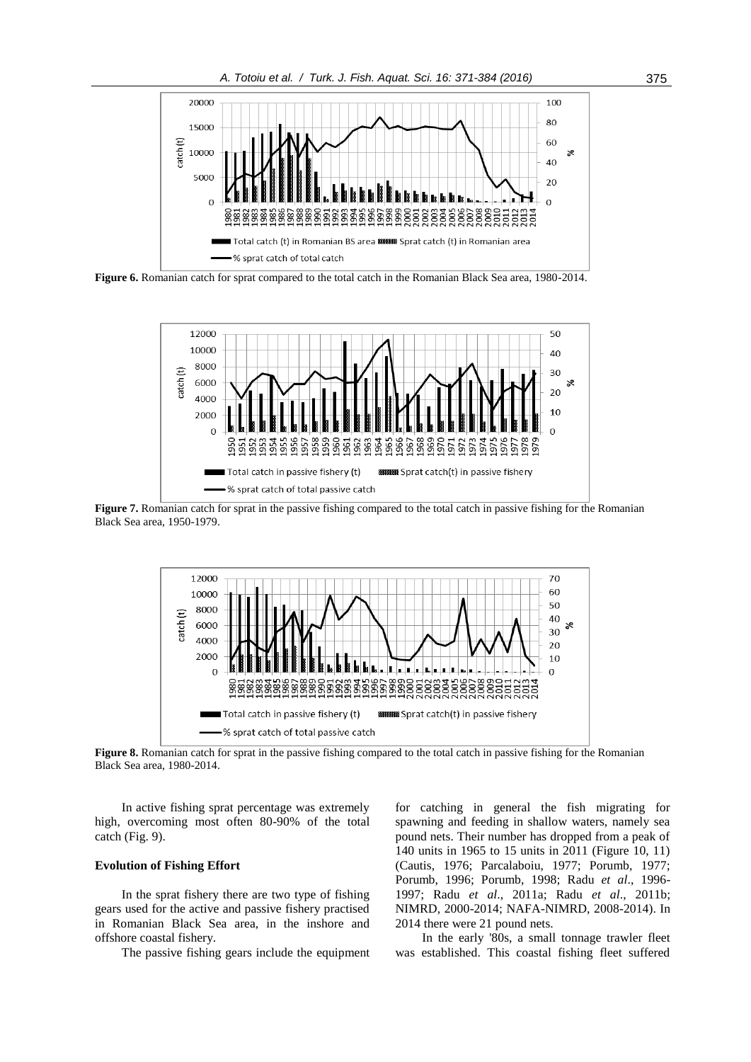**Figure 6.** Romanian catch for sprat compared to the total catch in the Romanian Black Sea area, 1980-2014.

**Figure 7.** Romanian catch for sprat in the passive fishing compared to the total catch in passive fishing for the Romanian Black Sea area, 1950-1979.

**Figure 8.** Romanian catch for sprat in the passive fishing compared to the total catch in passive fishing for the Romanian Black Sea area, 1980-2014.

In active fishing sprat percentage was extremely high, overcoming most often 80-90% of the total catch (Fig. 9).

### Evolution of Fishing Effort

In the sprat fishery there are two type of fishing gears used for the active and passive fishery practised in Romanian Black Sea area, in the inshore and offshore coastal fishery.

The passive fishing gears include the equipment for catching in general the fish migrating for spawning and feeding in shallow waters, namely sea pound nets. Their number has dropped from a peak of 140 units in 1965 to 15 units in 2011 (Figure 10, 11) (Cautis, 1976; Parcalaboiu, 1977; Porumb, 1977; Porumb, 1996; Porumb, 1998; Radu *et al*., 1996-1997; Radu *et al*., 2011a; Radu *et al*., 2011b; NIMRD, 2000-2014; NAFA-NIMRD, 2008-2014). In 2014 there were 21 pound nets.

In the early '80s, a small tonnage trawler fleet was established. This coastal fishing fleet suffered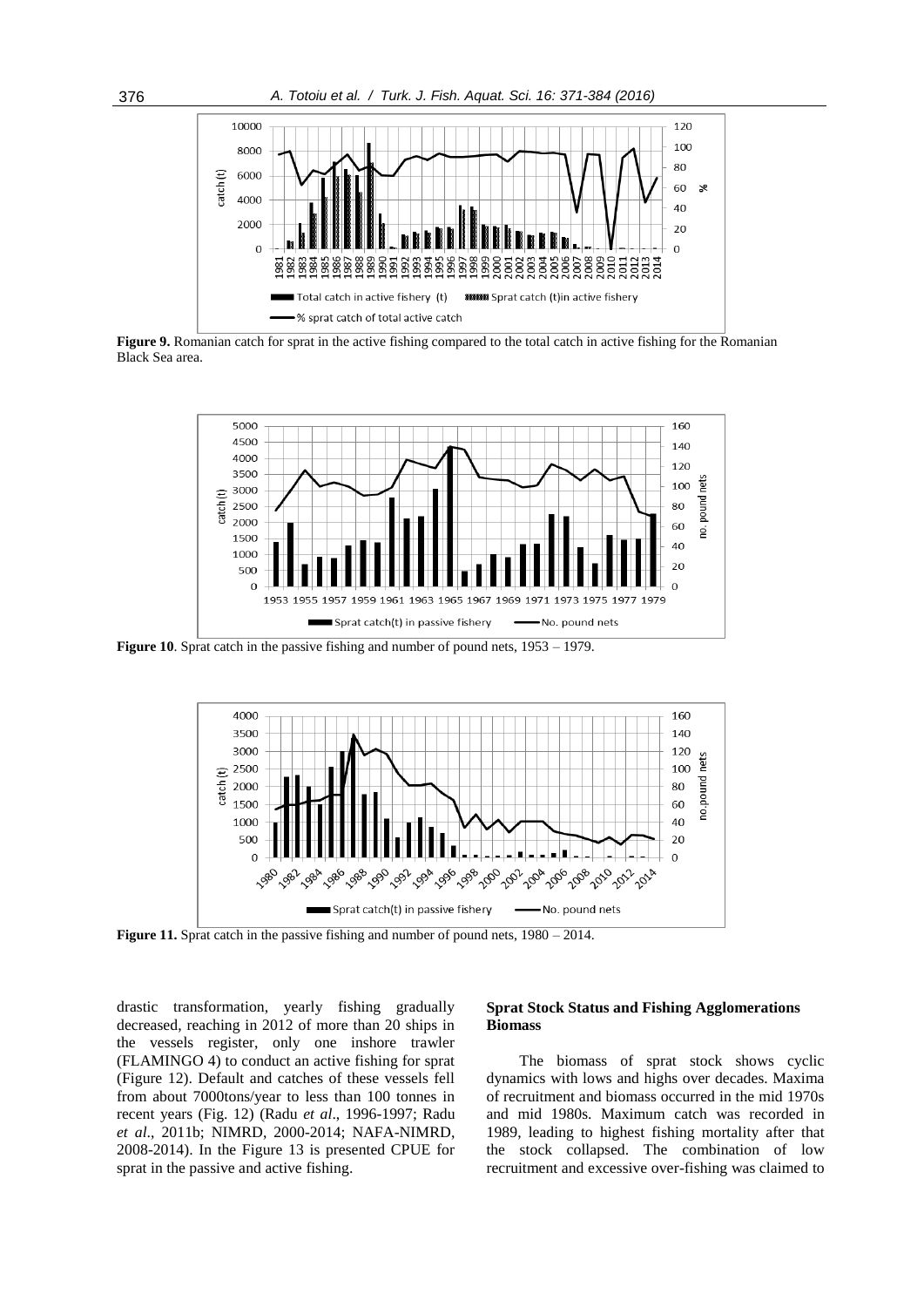**Figure 9.** Romanian catch for sprat in the active fishing compared to the total catch in active fishing for the Romanian Black Sea area.

**Figure 10**. Sprat catch in the passive fishing and number of pound nets, 1953 – 1979.

**Figure 11.** Sprat catch in the passive fishing and number of pound nets, 1980 – 2014.

drastic transformation, yearly fishing gradually decreased, reaching in 2012 of more than 20 ships in the vessels register, only one inshore trawler (FLAMINGO 4) to conduct an active fishing for sprat (Figure 12). Default and catches of these vessels fell from about 7000tons/year to less than 100 tonnes in recent years (Fig. 12) (Radu *et al*., 1996-1997; Radu *et al*., 2011b; NIMRD, 2000-2014; NAFA-NIMRD, 2008-2014). In the Figure 13 is presented CPUE for sprat in the passive and active fishing.

## Sprat Stock Status and Fishing Agglomerations Biomass

The biomass of sprat stock shows cyclic dynamics with lows and highs over decades. Maxima of recruitment and biomass occurred in the mid 1970s and mid 1980s. Maximum catch was recorded in 1989, leading to highest fishing mortality after that the stock collapsed. The combination of low recruitment and excessive over-fishing was claimed to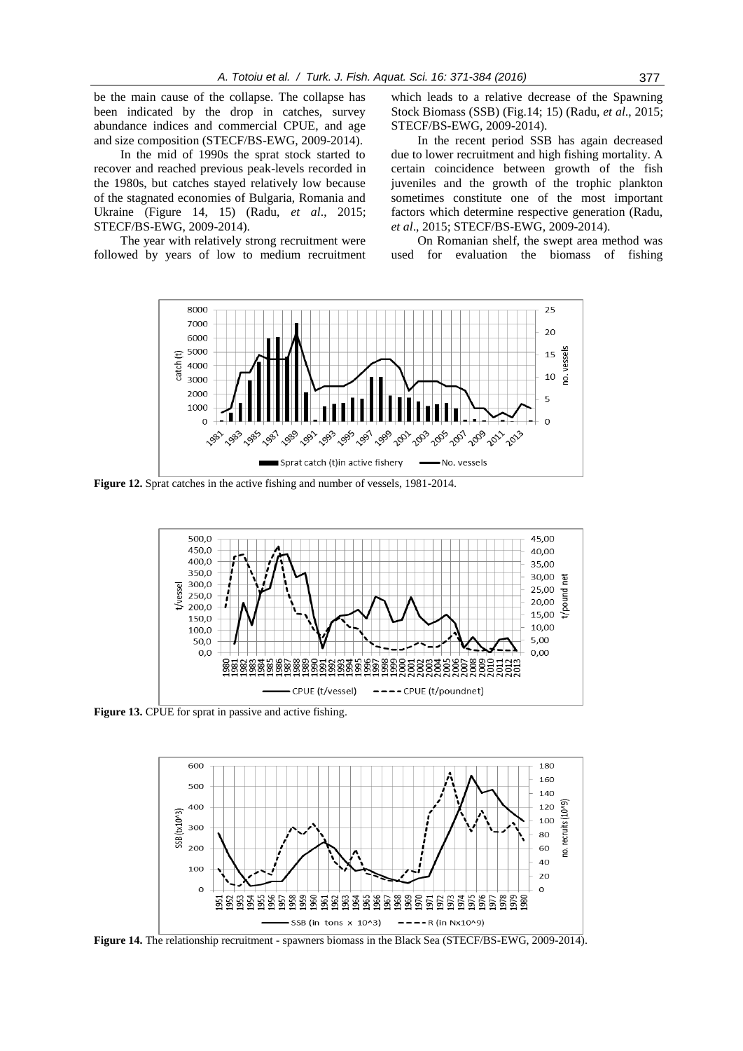be the main cause of the collapse. The collapse has been indicated by the drop in catches, survey abundance indices and commercial CPUE, and age and size composition (STECF/BS-EWG, 2009-2014).

In the mid of 1990s the sprat stock started to recover and reached previous peak-levels recorded in the 1980s, but catches stayed relatively low because of the stagnated economies of Bulgaria, Romania and Ukraine (Figure 14, 15) (Radu, *et al*., 2015; STECF/BS-EWG, 2009-2014).

The year with relatively strong recruitment were followed by years of low to medium recruitment which leads to a relative decrease of the Spawning Stock Biomass (SSB) (Fig.14; 15) (Radu, *et al*., 2015; STECF/BS-EWG, 2009-2014).

In the recent period SSB has again decreased due to lower recruitment and high fishing mortality. A certain coincidence between growth of the fish juveniles and the growth of the trophic plankton sometimes constitute one of the most important factors which determine respective generation (Radu, *et al*., 2015; STECF/BS-EWG, 2009-2014).

On Romanian shelf, the swept area method was used for evaluation the biomass of fishing

**Figure 12.** Sprat catches in the active fishing and number of vessels, 1981-2014.

**Figure 13.** CPUE for sprat in passive and active fishing.

**Figure 14.** The relationship recruitment - spawners biomass in the Black Sea (STECF/BS-EWG, 2009-2014).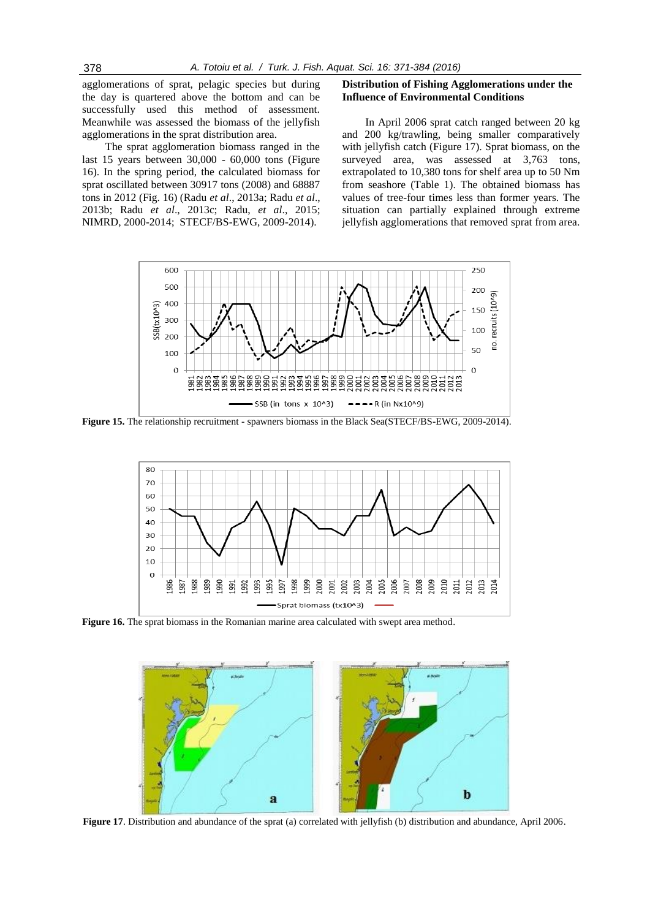agglomerations of sprat, pelagic species but during the day is quartered above the bottom and can be successfully used this method of assessment. Meanwhile was assessed the biomass of the jellyfish agglomerations in the sprat distribution area.

The sprat agglomeration biomass ranged in the last 15 years between 30,000 - 60,000 tons (Figure 16). In the spring period, the calculated biomass for sprat oscillated between 30917 tons (2008) and 68887 tons in 2012 (Fig. 16) (Radu *et al*., 2013a; Radu *et al*., 2013b; Radu *et al*., 2013c; Radu, *et al*., 2015; NIMRD, 2000-2014; STECF/BS-EWG, 2009-2014).

**Distribution of Fishing Agglomerations under the Influence of Environmental Conditions**

In April 2006 sprat catch ranged between 20 kg and 200 kg/trawling, being smaller comparatively with jellyfish catch (Figure 17). Sprat biomass, on the surveyed area, was assessed at 3,763 tons, extrapolated to 10,380 tons for shelf area up to 50 Nm from seashore (Table 1). The obtained biomass has values of tree-four times less than former years. The situation can partially explained through extreme jellyfish agglomerations that removed sprat from area.

**Figure 15.** The relationship recruitment - spawners biomass in the Black Sea(STECF/BS-EWG, 2009-2014).

**Figure 16.** The sprat biomass in the Romanian marine area calculated with swept area method.

**Figure 17**. Distribution and abundance of the sprat (a) correlated with jellyfish (b) distribution and abundance, April 2006.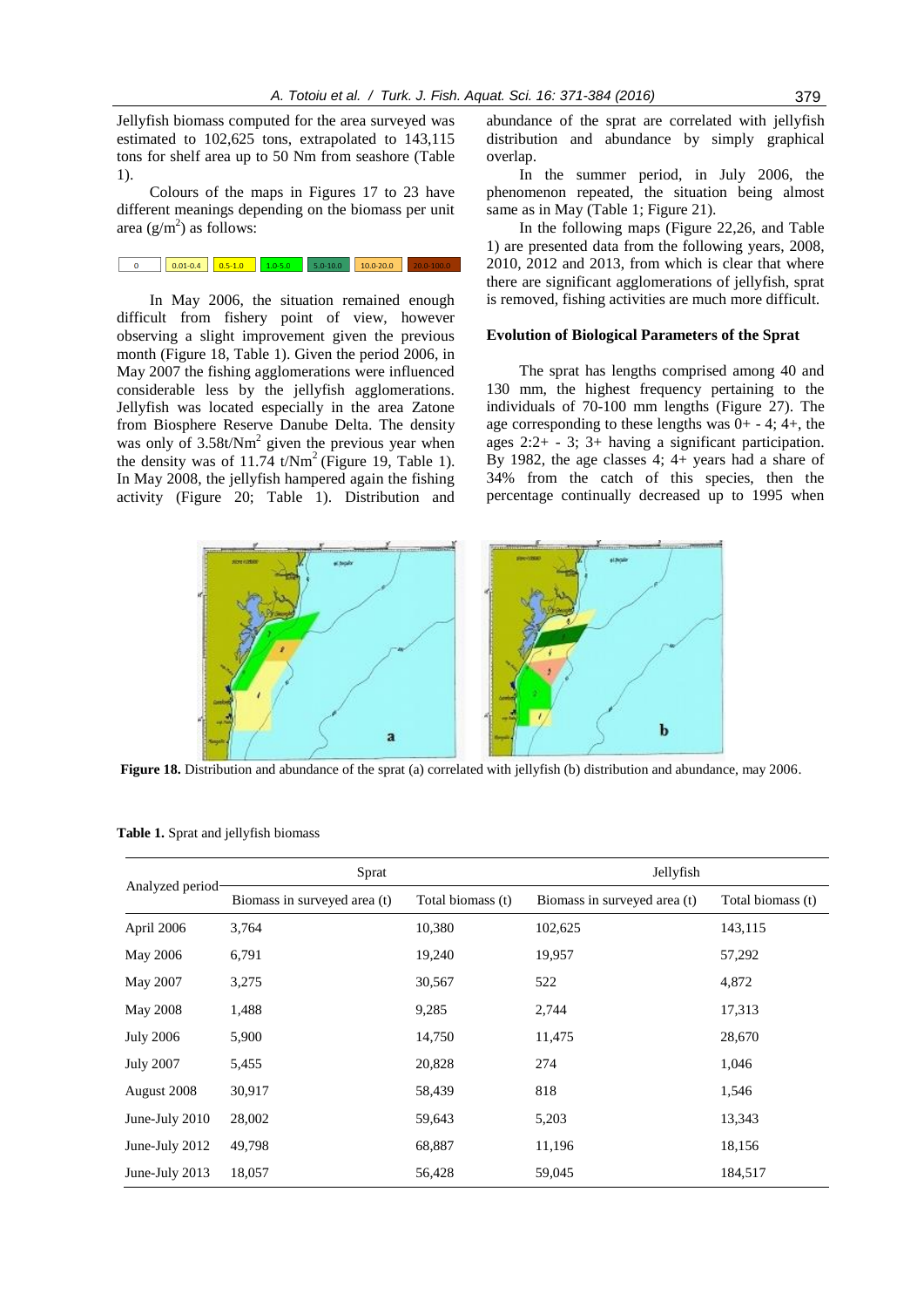Jellyfish biomass computed for the area surveyed was estimated to 102,625 tons, extrapolated to 143,115 tons for shelf area up to 50 Nm from seashore (Table 1).

Colours of the maps in Figures 17 to 23 have different meanings depending on the biomass per unit area ($g/m^2$) as follows:

| 0 | 0.01-0.4 | 0.5-1.0 | 1.0-5.0 | 5.0-10.0 | 10.0-20.0 | 20.0-100.0 |
|---|---|---|---|---|---|---|

In May 2006, the situation remained enough difficult from fishery point of view, however observing a slight improvement given the previous month (Figure 18, Table 1). Given the period 2006, in May 2007 the fishing agglomerations were influenced considerable less by the jellyfish agglomerations. Jellyfish was located especially in the area Zatone from Biosphere Reserve Danube Delta. The density was only of $3.58t/Nm^2$ given the previous year when the density was of $11.74\ t/Nm^2$ (Figure 19, Table 1). In May 2008, the jellyfish hampered again the fishing activity (Figure 20; Table 1). Distribution and abundance of the sprat are correlated with jellyfish distribution and abundance by simply graphical overlap.

In the summer period, in July 2006, the phenomenon repeated, the situation being almost same as in May (Table 1; Figure 21).

In the following maps (Figure 22,26, and Table 1) are presented data from the following years, 2008, 2010, 2012 and 2013, from which is clear that where there are significant agglomerations of jellyfish, sprat is removed, fishing activities are much more difficult.

## Evolution of Biological Parameters of the Sprat

The sprat has lengths comprised among 40 and 130 mm, the highest frequency pertaining to the individuals of 70-100 mm lengths (Figure 27). The age corresponding to these lengths was 0+ - 4; 4+, the ages 2:2+ - 3; 3+ having a significant participation. By 1982, the age classes 4; 4+ years had a share of 34% from the catch of this species, then the percentage continually decreased up to 1995 when

**Figure 18.** Distribution and abundance of the sprat (a) correlated with jellyfish (b) distribution and abundance, may 2006.

**Table 1.** Sprat and jellyfish biomass

| Analyzed period | Sprat | | Jellyfish | |
|---|---|---|---|---|
| | Biomass in surveyed area (t) | Total biomass (t) | Biomass in surveyed area (t) | Total biomass (t) |
| April 2006 | 3,764 | 10,380 | 102,625 | 143,115 |
| May 2006 | 6,791 | 19,240 | 19,957 | 57,292 |
| May 2007 | 3,275 | 30,567 | 522 | 4,872 |
| May 2008 | 1,488 | 9,285 | 2,744 | 17,313 |
| July 2006 | 5,900 | 14,750 | 11,475 | 28,670 |
| July 2007 | 5,455 | 20,828 | 274 | 1,046 |
| August 2008 | 30,917 | 58,439 | 818 | 1,546 |
| June-July 2010 | 28,002 | 59,643 | 5,203 | 13,343 |
| June-July 2012 | 49,798 | 68,887 | 11,196 | 18,156 |
| June-July 2013 | 18,057 | 56,428 | 59,045 | 184,517 |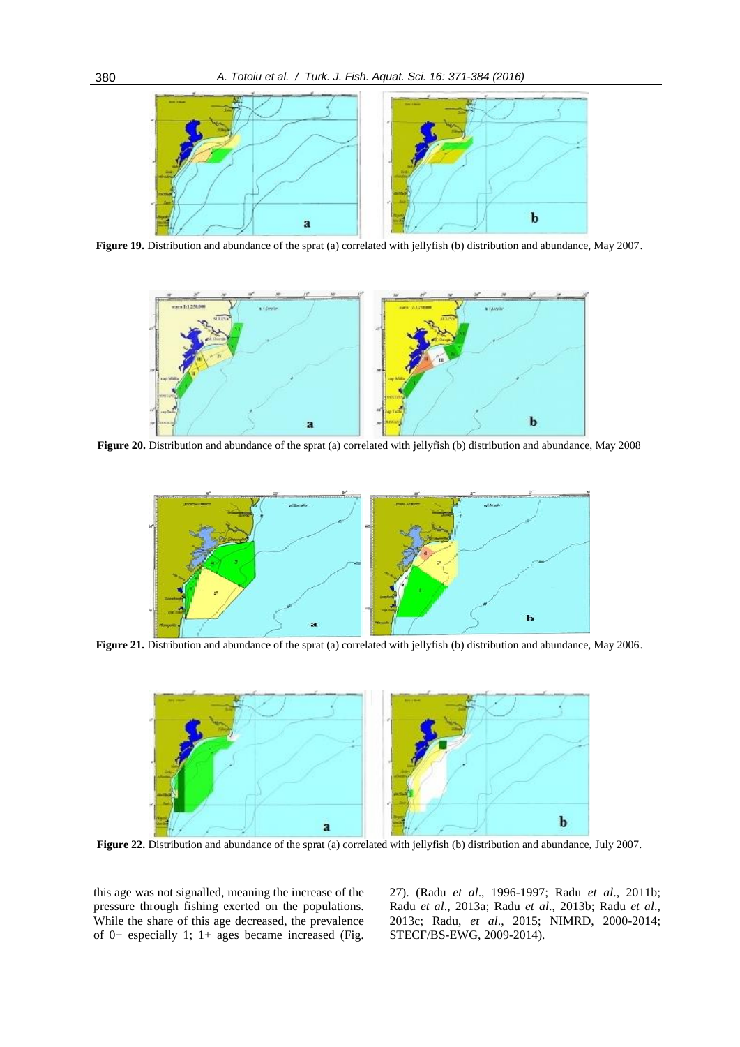Figure 19. Distribution and abundance of the sprat (a) correlated with jellyfish (b) distribution and abundance, May 2007.

Figure 20. Distribution and abundance of the sprat (a) correlated with jellyfish (b) distribution and abundance, May 2008

Figure 21. Distribution and abundance of the sprat (a) correlated with jellyfish (b) distribution and abundance, May 2006.

Figure 22. Distribution and abundance of the sprat (a) correlated with jellyfish (b) distribution and abundance, July 2007.

this age was not signalled, meaning the increase of the pressure through fishing exerted on the populations. While the share of this age decreased, the prevalence of 0+ especially 1; 1+ ages became increased (Fig. 27). (Radu *et al*., 1996-1997; Radu *et al*., 2011b; Radu *et al*., 2013a; Radu *et al*., 2013b; Radu *et al*., 2013c; Radu, *et al*., 2015; NIMRD, 2000-2014; STECF/BS-EWG, 2009-2014).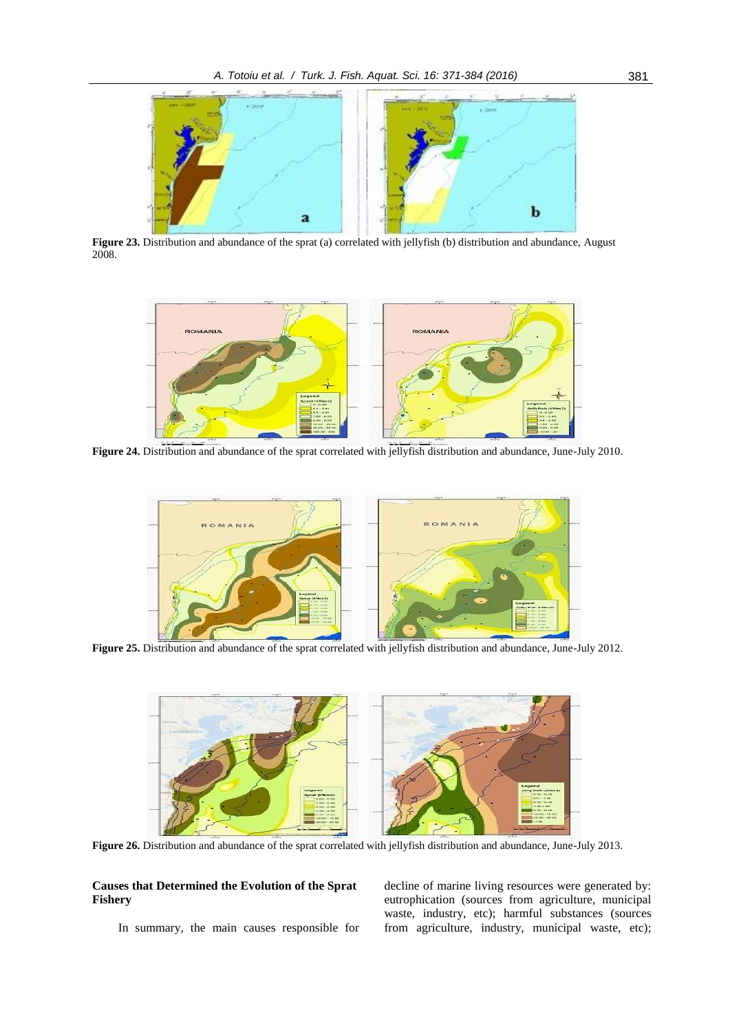Figure 23. Distribution and abundance of the sprat (a) correlated with jellyfish (b) distribution and abundance, August 2008.

Figure 24. Distribution and abundance of the sprat correlated with jellyfish distribution and abundance, June-July 2010.

Figure 25. Distribution and abundance of the sprat correlated with jellyfish distribution and abundance, June-July 2012.

Figure 26. Distribution and abundance of the sprat correlated with jellyfish distribution and abundance, June-July 2013.

**Causes that Determined the Evolution of the Sprat Fishery**

In summary, the main causes responsible for decline of marine living resources were generated by: eutrophication (sources from agriculture, municipal waste, industry, etc); harmful substances (sources from agriculture, industry, municipal waste, etc);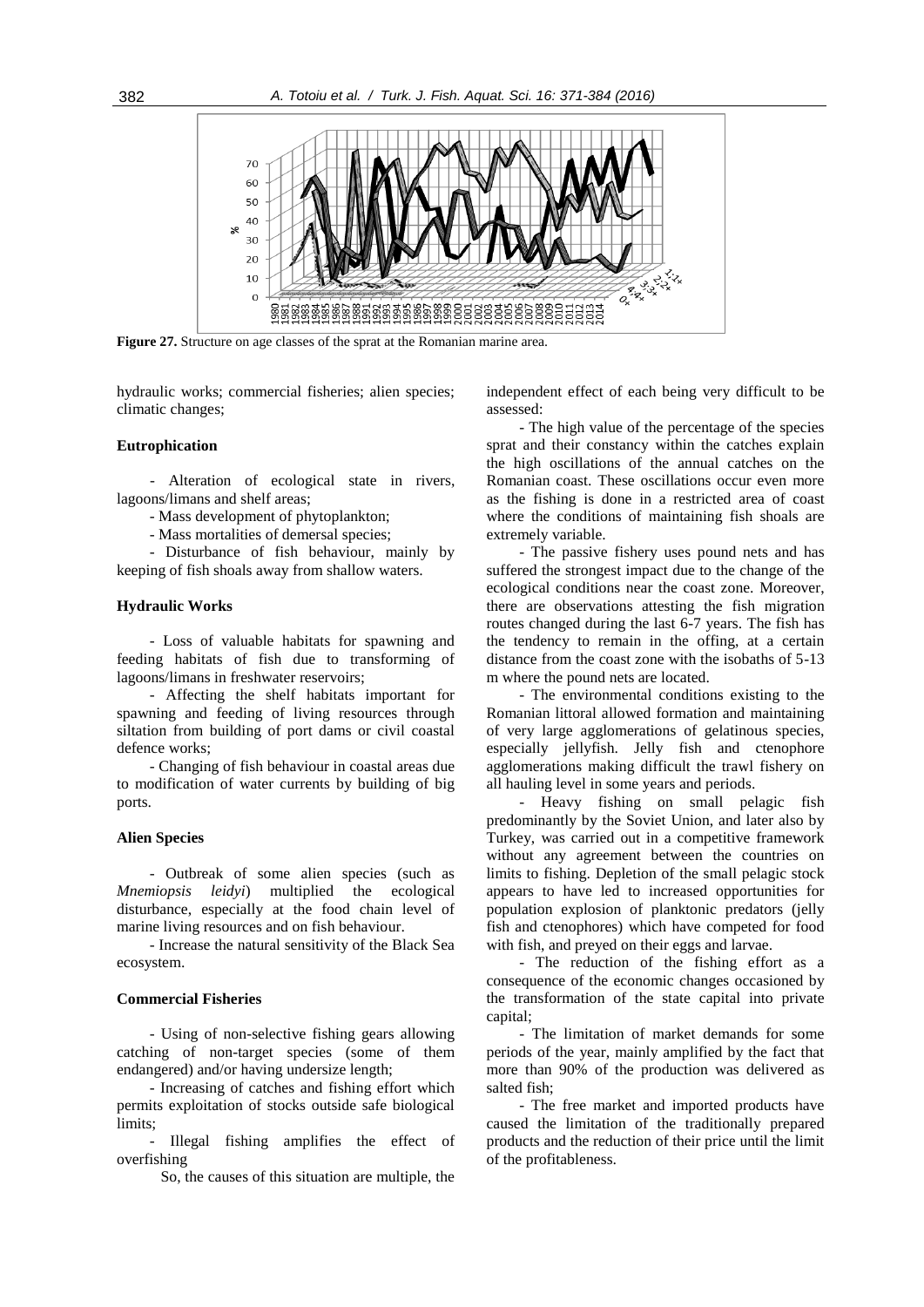**Figure 27.** Structure on age classes of the sprat at the Romanian marine area.

hydraulic works; commercial fisheries; alien species; climatic changes;

#### Eutrophication

- Alteration of ecological state in rivers, lagoons/limans and shelf areas;
- Mass development of phytoplankton;
- Mass mortalities of demersal species;
- Disturbance of fish behaviour, mainly by keeping of fish shoals away from shallow waters.

#### Hydraulic Works

- Loss of valuable habitats for spawning and feeding habitats of fish due to transforming of lagoons/limans in freshwater reservoirs;
- Affecting the shelf habitats important for spawning and feeding of living resources through siltation from building of port dams or civil coastal defence works;
- Changing of fish behaviour in coastal areas due to modification of water currents by building of big ports.

#### Alien Species

- Outbreak of some alien species (such as *Mnemiopsis leidyi*) multiplied the ecological disturbance, especially at the food chain level of marine living resources and on fish behaviour.
- Increase the natural sensitivity of the Black Sea ecosystem.

#### Commercial Fisheries

- Using of non-selective fishing gears allowing catching of non-target species (some of them endangered) and/or having undersize length;
- Increasing of catches and fishing effort which permits exploitation of stocks outside safe biological limits;
- Illegal fishing amplifies the effect of overfishing

So, the causes of this situation are multiple, the independent effect of each being very difficult to be assessed:

- The high value of the percentage of the species sprat and their constancy within the catches explain the high oscillations of the annual catches on the Romanian coast. These oscillations occur even more as the fishing is done in a restricted area of coast where the conditions of maintaining fish shoals are extremely variable.
- The passive fishery uses pound nets and has suffered the strongest impact due to the change of the ecological conditions near the coast zone. Moreover, there are observations attesting the fish migration routes changed during the last 6-7 years. The fish has the tendency to remain in the offing, at a certain distance from the coast zone with the isobaths of 5-13 m where the pound nets are located.
- The environmental conditions existing to the Romanian littoral allowed formation and maintaining of very large agglomerations of gelatinous species, especially jellyfish. Jelly fish and ctenophore agglomerations making difficult the trawl fishery on all hauling level in some years and periods.
- Heavy fishing on small pelagic fish predominantly by the Soviet Union, and later also by Turkey, was carried out in a competitive framework without any agreement between the countries on limits to fishing. Depletion of the small pelagic stock appears to have led to increased opportunities for population explosion of planktonic predators (jelly fish and ctenophores) which have competed for food with fish, and preyed on their eggs and larvae.
- The reduction of the fishing effort as a consequence of the economic changes occasioned by the transformation of the state capital into private capital;
- The limitation of market demands for some periods of the year, mainly amplified by the fact that more than 90% of the production was delivered as salted fish;
- The free market and imported products have caused the limitation of the traditionally prepared products and the reduction of their price until the limit of the profitableness.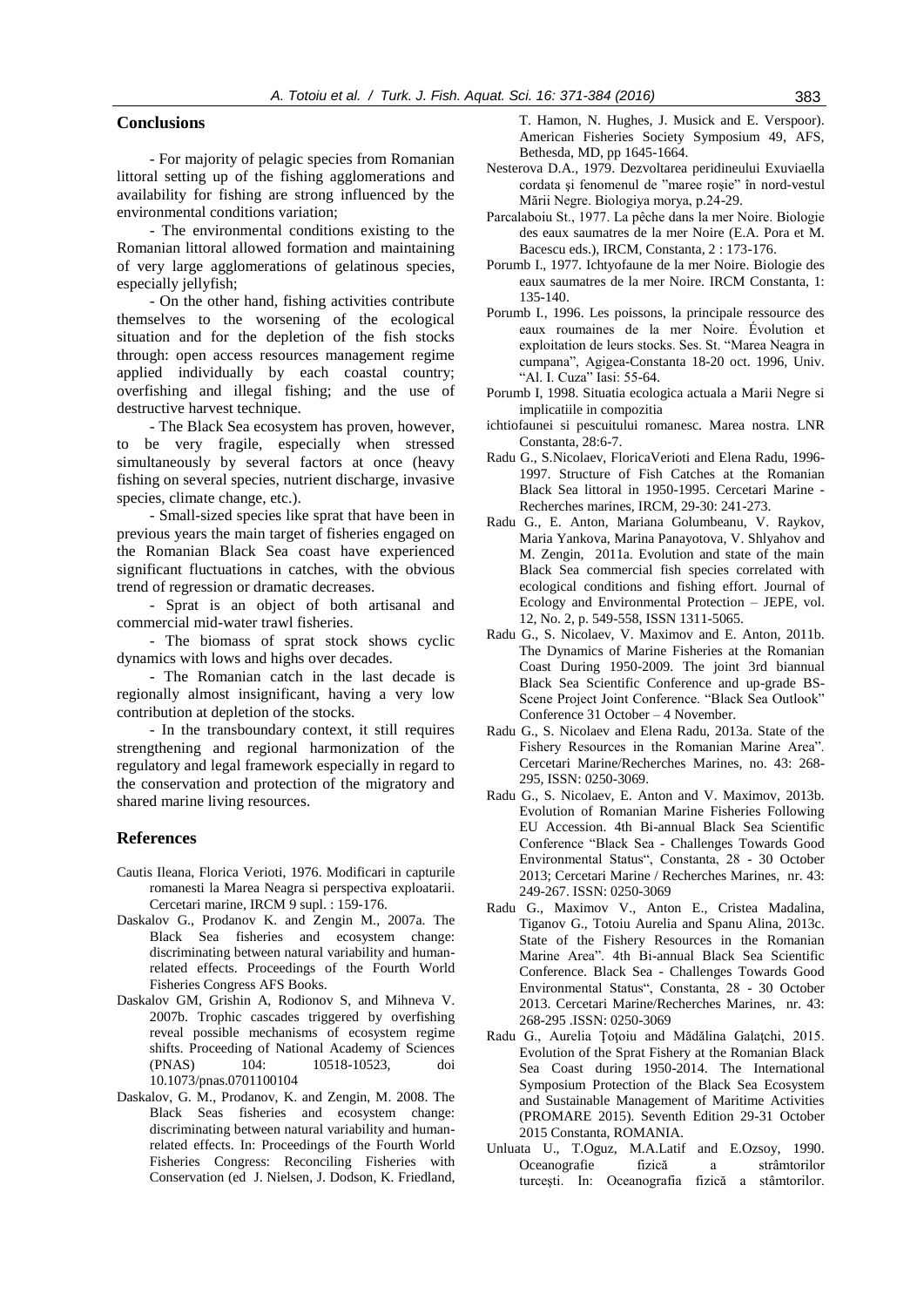## Conclusions

- For majority of pelagic species from Romanian littoral setting up of the fishing agglomerations and availability for fishing are strong influenced by the environmental conditions variation;

- The environmental conditions existing to the Romanian littoral allowed formation and maintaining of very large agglomerations of gelatinous species, especially jellyfish;

- On the other hand, fishing activities contribute themselves to the worsening of the ecological situation and for the depletion of the fish stocks through: open access resources management regime applied individually by each coastal country; overfishing and illegal fishing; and the use of destructive harvest technique.

- The Black Sea ecosystem has proven, however, to be very fragile, especially when stressed simultaneously by several factors at once (heavy fishing on several species, nutrient discharge, invasive species, climate change, etc.).

- Small-sized species like sprat that have been in previous years the main target of fisheries engaged on the Romanian Black Sea coast have experienced significant fluctuations in catches, with the obvious trend of regression or dramatic decreases.

- Sprat is an object of both artisanal and commercial mid-water trawl fisheries.

- The biomass of sprat stock shows cyclic dynamics with lows and highs over decades.

- The Romanian catch in the last decade is regionally almost insignificant, having a very low contribution at depletion of the stocks.

- In the transboundary context, it still requires strengthening and regional harmonization of the regulatory and legal framework especially in regard to the conservation and protection of the migratory and shared marine living resources.

## References

Cautis Ileana, Florica Verioti, 1976. Modificari in capturile romanesti la Marea Neagra si perspectiva exploatarii. Cercetari marine, IRCM 9 supl. : 159-176.

Daskalov G., Prodanov K. and Zengin M., 2007a. The Black Sea fisheries and ecosystem change: discriminating between natural variability and human-related effects. Proceedings of the Fourth World Fisheries Congress AFS Books.

Daskalov GM, Grishin A, Rodionov S, and Mihneva V. 2007b. Trophic cascades triggered by overfishing reveal possible mechanisms of ecosystem regime shifts. Proceeding of National Academy of Sciences (PNAS) 104: 10518-10523, doi 10.1073/pnas.0701100104

Daskalov, G. M., Prodanov, K. and Zengin, M. 2008. The Black Seas fisheries and ecosystem change: discriminating between natural variability and human-related effects. In: Proceedings of the Fourth World Fisheries Congress: Reconciling Fisheries with Conservation (ed J. Nielsen, J. Dodson, K. Friedland, T. Hamon, N. Hughes, J. Musick and E. Verspoor). American Fisheries Society Symposium 49, AFS, Bethesda, MD, pp 1645-1664.

Nesterova D.A., 1979. Dezvoltarea peridineului Exuviaella cordata şi fenomenul de "maree roşie" în nord-vestul Mării Negre. Biologiya morya, p.24-29.

Parcalaboiu St., 1977. La pêche dans la mer Noire. Biologie des eaux saumatres de la mer Noire (E.A. Pora et M. Bacescu eds.), IRCM, Constanta, 2 : 173-176.

Porumb I., 1977. Ichtyofaune de la mer Noire. Biologie des eaux saumatres de la mer Noire. IRCM Constanta, 1: 135-140.

Porumb I., 1996. Les poissons, la principale ressource des eaux roumaines de la mer Noire. Évolution et exploitation de leurs stocks. Ses. St. "Marea Neagra in cumpana", Agigea-Constanta 18-20 oct. 1996, Univ. "Al. I. Cuza" Iasi: 55-64.

Porumb I, 1998. Situatia ecologica actuala a Marii Negre si implicatiile in compozitia ichtiofaunei si pescuitului romanesc. Marea nostra. LNR Constanta, 28:6-7.

Radu G., S.Nicolaev, FloricaVerioti and Elena Radu, 1996-1997. Structure of Fish Catches at the Romanian Black Sea littoral in 1950-1995. Cercetari Marine - Recherches marines, IRCM, 29-30: 241-273.

Radu G., E. Anton, Mariana Golumbeanu, V. Raykov, Maria Yankova, Marina Panayotova, V. Shlyahov and M. Zengin, 2011a. Evolution and state of the main Black Sea commercial fish species correlated with ecological conditions and fishing effort. Journal of Ecology and Environmental Protection – JEPE, vol. 12, No. 2, p. 549-558, ISSN 1311-5065.

Radu G., S. Nicolaev, V. Maximov and E. Anton, 2011b. The Dynamics of Marine Fisheries at the Romanian Coast During 1950-2009. The joint 3rd biannual Black Sea Scientific Conference and up-grade BS-Scene Project Joint Conference. "Black Sea Outlook" Conference 31 October – 4 November.

Radu G., S. Nicolaev and Elena Radu, 2013a. State of the Fishery Resources in the Romanian Marine Area". Cercetari Marine/Recherches Marines, no. 43: 268-295, ISSN: 0250-3069.

Radu G., S. Nicolaev, E. Anton and V. Maximov, 2013b. Evolution of Romanian Marine Fisheries Following EU Accession. 4th Bi-annual Black Sea Scientific Conference "Black Sea - Challenges Towards Good Environmental Status", Constanta, 28 - 30 October 2013; Cercetari Marine / Recherches Marines, nr. 43: 249-267. ISSN: 0250-3069

Radu G., Maximov V., Anton E., Cristea Madalina, Tiganov G., Totoiu Aurelia and Spanu Alina, 2013c. State of the Fishery Resources in the Romanian Marine Area". 4th Bi-annual Black Sea Scientific Conference. Black Sea - Challenges Towards Good Environmental Status", Constanta, 28 - 30 October 2013. Cercetari Marine/Recherches Marines, nr. 43: 268-295 .ISSN: 0250-3069

Radu G., Aurelia Ţoţoiu and Mădălina Galaţchi, 2015. Evolution of the Sprat Fishery at the Romanian Black Sea Coast during 1950-2014. The International Symposium Protection of the Black Sea Ecosystem and Sustainable Management of Maritime Activities (PROMARE 2015). Seventh Edition 29-31 October 2015 Constanta, ROMANIA.

Unluata U., T.Oguz, M.A.Latif and E.Ozsoy, 1990. Oceanografie fizică a strâmtorilor turceşti. In: Oceanografia fizică a stâmtorilor.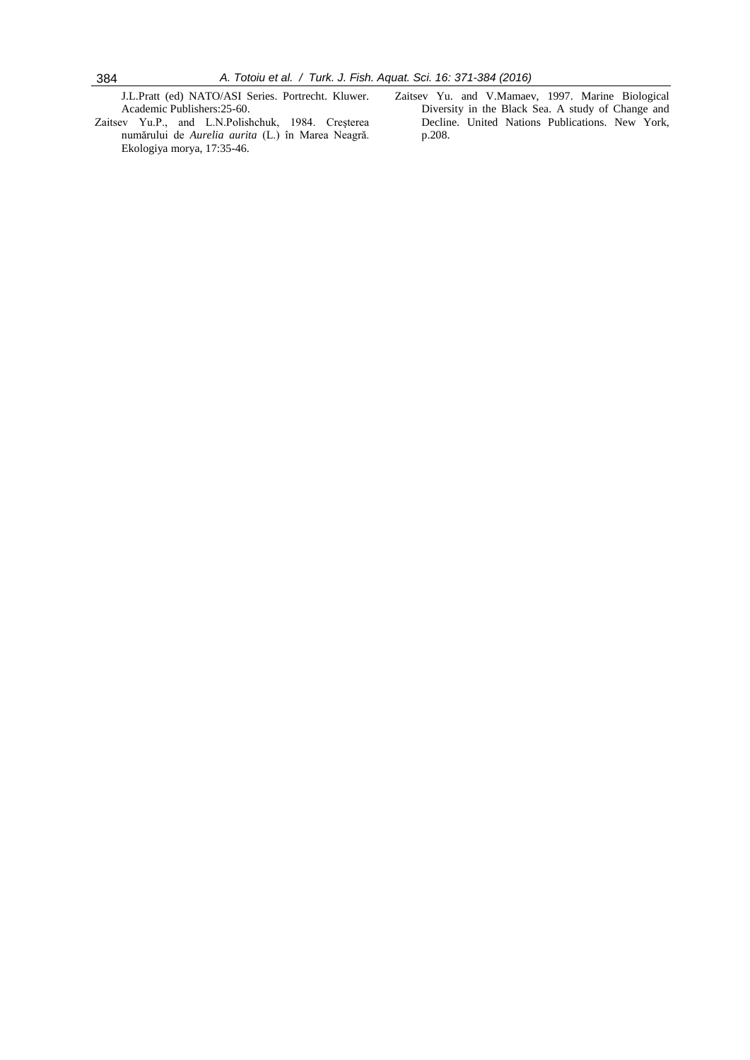J.L.Pratt (ed) NATO/ASI Series. Portrecht. Kluwer. Academic Publishers:25-60.

Zaitsev Yu.P., and L.N.Polishchuk, 1984. Creşterea numărului de *Aurelia aurita* (L.) în Marea Neagră. Ekologiya morya, 17:35-46.

Zaitsev Yu. and V.Mamaev, 1997. Marine Biological Diversity in the Black Sea. A study of Change and Decline. United Nations Publications. New York, p.208.